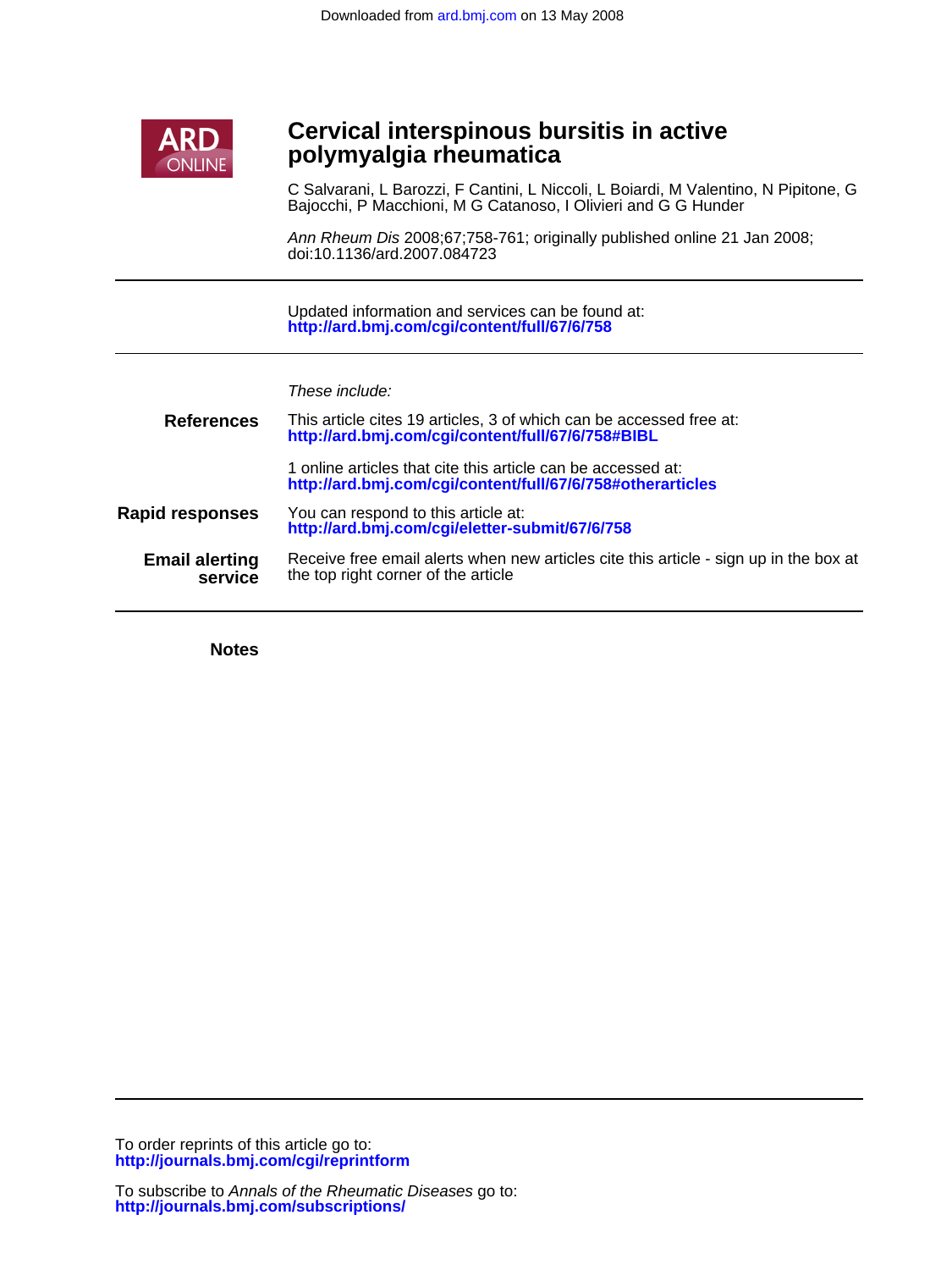Downloaded from ard.bmj.com on 13 May 2008

ARD ONLINE

# Cervical interspinous bursitis in active polymyalgia rheumatica

C Salvarani, L Barozzi, F Cantini, L Niccoli, L Boiardi, M Valentino, N Pipitone, G Bajocchi, P Macchioni, M G Catanoso, I Olivieri and G G Hunder

*Ann Rheum Dis* 2008;67;758-761; originally published online 21 Jan 2008; doi:10.1136/ard.2007.084723

Updated information and services can be found at:
**http://ard.bmj.com/cgi/content/full/67/6/758**

*These include:*

**References**

This article cites 19 articles, 3 of which can be accessed free at:
**http://ard.bmj.com/cgi/content/full/67/6/758#BIBL**

1 online articles that cite this article can be accessed at:
**http://ard.bmj.com/cgi/content/full/67/6/758#otherarticles**

**Rapid responses**

You can respond to this article at:
**http://ard.bmj.com/cgi/eletter-submit/67/6/758**

**Email alerting service**

Receive free email alerts when new articles cite this article - sign up in the box at the top right corner of the article

**Notes**

To order reprints of this article go to:
**http://journals.bmj.com/cgi/reprintform**

To subscribe to *Annals of the Rheumatic Diseases* go to:
**http://journals.bmj.com/subscriptions/**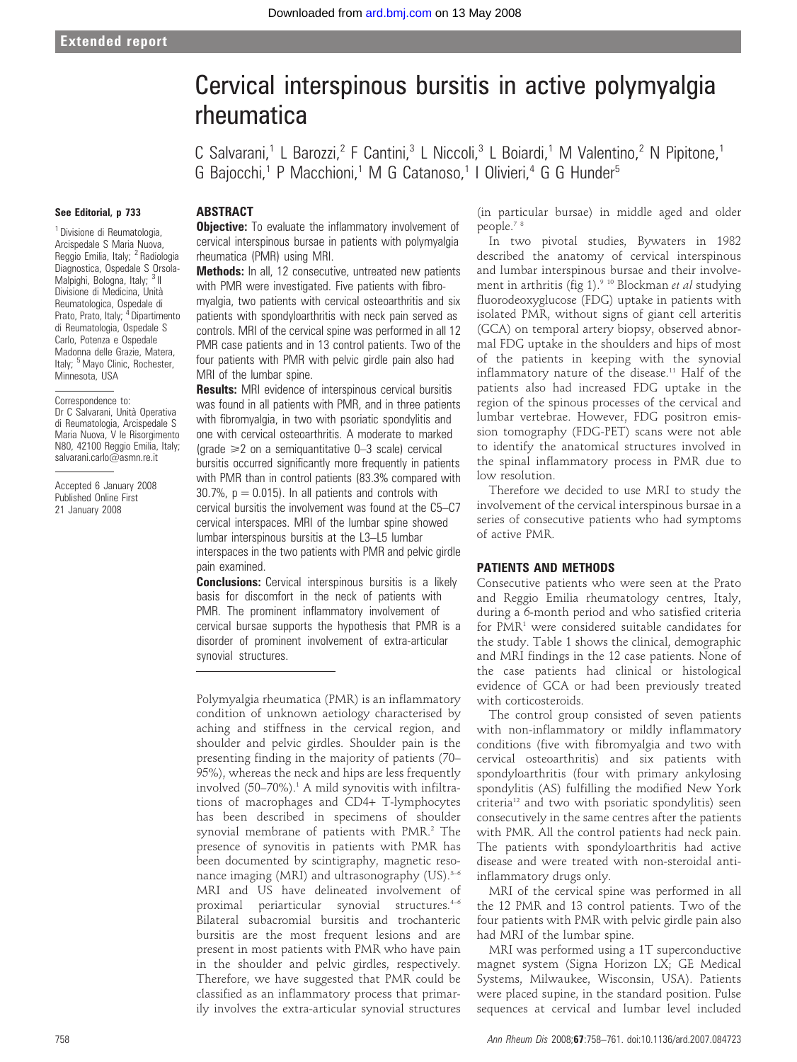Extended report

# Cervical interspinous bursitis in active polymyalgia rheumatica

C Salvarani,[1] L Barozzi,[2] F Cantini,[3] L Niccoli,[3] L Boiardi,[1] M Valentino,[2] N Pipitone,[1] G Bajocchi,[1] P Macchioni,[1] M G Catanoso,[1] I Olivieri,[4] G G Hunder[5]

**See Editorial, p 733**

[1] Divisione de Reumatologia, Arcispedale S Maria Nuova, Reggio Emilia, Italy; [2] Radiologia Diagnostica, Ospedale S Orsola-Malpighi, Bologna, Italy; [3] II Divisione di Medicina, Unità Reumatologica, Ospedale di Prato, Prato, Italy; [4] Dipartimento di Reumatologia, Ospedale S Carlo, Potenza e Ospedale Madonna delle Grazie, Matera, Italy; [5] Mayo Clinic, Rochester, Minnesota, USA

Correspondence to: Dr C Salvarani, Unità Operativa di Reumatologia, Arcispedale S Maria Nuova, V le Risorgimento N80, 42100 Reggio Emilia, Italy; salvarani.carlo@asmn.re.it

Accepted 6 January 2008
Published Online First 21 January 2008

## ABSTRACT

**Objective:** To evaluate the inflammatory involvement of cervical interspinous bursae in patients with polymyalgia rheumatica (PMR) using MRI.

**Methods:** In all, 12 consecutive, untreated new patients with PMR were investigated. Five patients with fibromyalgia, two patients with cervical osteoarthritis and six patients with spondyloarthritis with neck pain served as controls. MRI of the cervical spine was performed in all 12 PMR case patients and in 13 control patients. Two of the four patients with PMR with pelvic girdle pain also had MRI of the lumbar spine.

**Results:** MRI evidence of interspinous cervical bursitis was found in all patients with PMR, and in three patients with fibromyalgia, in two with psoriatic spondylitis and one with cervical osteoarthritis. A moderate to marked (grade $\geqslant$2 on a semiquantitative 0–3 scale) cervical bursitis occurred significantly more frequently in patients with PMR than in control patients (83.3% compared with 30.7%, $p = 0.015$). In all patients and controls with cervical bursitis the involvement was found at the C5–C7 cervical interspaces. MRI of the lumbar spine showed lumbar interspinous bursitis at the L3–L5 lumbar interspaces in the two patients with PMR and pelvic girdle pain examined.

**Conclusions:** Cervical interspinous bursitis is a likely basis for discomfort in the neck of patients with PMR. The prominent inflammatory involvement of cervical bursae supports the hypothesis that PMR is a disorder of prominent involvement of extra-articular synovial structures.

Polymyalgia rheumatica (PMR) is an inflammatory condition of unknown aetiology characterised by aching and stiffness in the cervical region, and shoulder and pelvic girdles. Shoulder pain is the presenting finding in the majority of patients (70–95%), whereas the neck and hips are less frequently involved (50–70%).[1] A mild synovitis with infiltrations of macrophages and CD4+ T-lymphocytes has been described in specimens of shoulder synovial membrane of patients with PMR.[2] The presence of synovitis in patients with PMR has been documented by scintigraphy, magnetic resonance imaging (MRI) and ultrasonography (US).[3–6] MRI and US have delineated involvement of proximal periarticular synovial structures.[4–6] Bilateral subacromial bursitis and trochanteric bursitis are the most frequent lesions and are present in most patients with PMR who have pain in the shoulder and pelvic girdles, respectively. Therefore, we have suggested that PMR could be classified as an inflammatory process that primarily involves the extra-articular synovial structures (in particular bursae) in middle aged and older people.[7 8]

In two pivotal studies, Bywaters in 1982 described the anatomy of cervical interspinous and lumbar interspinous bursae and their involvement in arthritis (fig 1).[9 10] Blockman *et al* studying fluorodeoxyglucose (FDG) uptake in patients with isolated PMR, without signs of giant cell arteritis (GCA) on temporal artery biopsy, observed abnormal FDG uptake in the shoulders and hips of most of the patients in keeping with the synovial inflammatory nature of the disease.[11] Half of the patients also had increased FDG uptake in the region of the spinous processes of the cervical and lumbar vertebrae. However, FDG positron emission tomography (FDG-PET) scans were not able to identify the anatomical structures involved in the spinal inflammatory process in PMR due to low resolution.

Therefore we decided to use MRI to study the involvement of the cervical interspinous bursae in a series of consecutive patients who had symptoms of active PMR.

## PATIENTS AND METHODS

Consecutive patients who were seen at the Prato and Reggio Emilia rheumatology centres, Italy, during a 6-month period and who satisfied criteria for PMR[1] were considered suitable candidates for the study. Table 1 shows the clinical, demographic and MRI findings in the 12 case patients. None of the case patients had clinical or histological evidence of GCA or had been previously treated with corticosteroids.

The control group consisted of seven patients with non-inflammatory or mildly inflammatory conditions (five with fibromyalgia and two with cervical osteoarthritis) and six patients with spondyloarthritis (four with primary ankylosing spondylitis (AS) fulfilling the modified New York criteria[12] and two with psoriatic spondylitis) seen consecutively in the same centres after the patients with PMR. All the control patients had neck pain. The patients with spondyloarthritis had active disease and were treated with non-steroidal anti-inflammatory drugs only.

MRI of the cervical spine was performed in all the 12 PMR and 13 control patients. Two of the four patients with PMR with pelvic girdle pain also had MRI of the lumbar spine.

MRI was performed using a 1T superconductive magnet system (Signa Horizon LX; GE Medical Systems, Milwaukee, Wisconsin, USA). Patients were placed supine, in the standard position. Pulse sequences at cervical and lumbar level included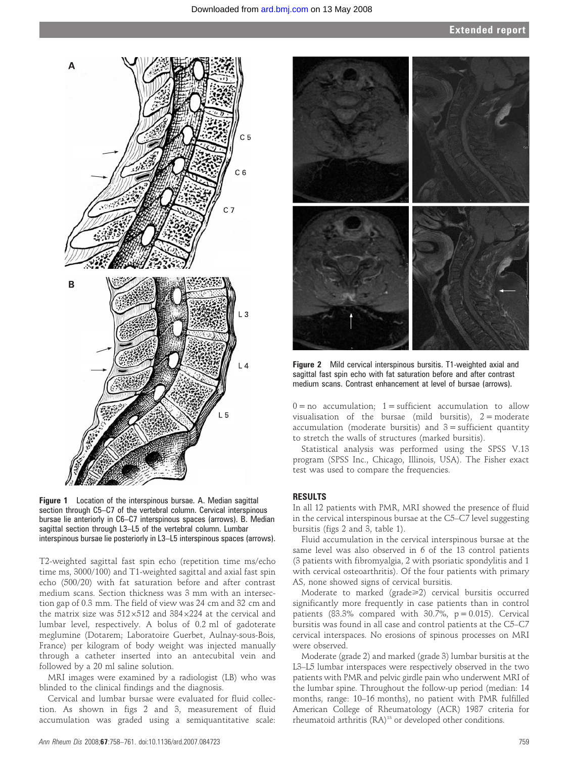Figure 1 Location of the interspinous bursae. A. Median sagittal section through C5–C7 of the vertebral column. Cervical interspinous bursae lie anteriorly in C6–C7 interspinous spaces (arrows). B. Median sagittal section through L3–L5 of the vertebral column. Lumbar interspinous bursae lie posteriorly in L3–L5 interspinous spaces (arrows).

T2-weighted sagittal fast spin echo (repetition time ms/echo time ms, 3000/100) and T1-weighted sagittal and axial fast spin echo (500/20) with fat saturation before and after contrast medium scans. Section thickness was 3 mm with an intersection gap of 0.3 mm. The field of view was 24 cm and 32 cm and the matrix size was 512×512 and 384×224 at the cervical and lumbar level, respectively. A bolus of 0.2 ml of gadoterate meglumine (Dotarem; Laboratoire Guerbet, Aulnay-sous-Bois, France) per kilogram of body weight was injected manually through a catheter inserted into an antecubital vein and followed by a 20 ml saline solution.

MRI images were examined by a radiologist (LB) who was blinded to the clinical findings and the diagnosis.

Cervical and lumbar bursae were evaluated for fluid collection. As shown in figs 2 and 3, measurement of fluid accumulation was graded using a semiquantitative scale: 0 = no accumulation; 1 = sufficient accumulation to allow visualisation of the bursae (mild bursitis), 2 = moderate accumulation (moderate bursitis) and 3 = sufficient quantity to stretch the walls of structures (marked bursitis).

Statistical analysis was performed using the SPSS V.13 program (SPSS Inc., Chicago, Illinois, USA). The Fisher exact test was used to compare the frequencies.

Figure 2 Mild cervical interspinous bursitis. T1-weighted axial and sagittal fast spin echo with fat saturation before and after contrast medium scans. Contrast enhancement at level of bursae (arrows).

## RESULTS

In all 12 patients with PMR, MRI showed the presence of fluid in the cervical interspinous bursae at the C5–C7 level suggesting bursitis (figs 2 and 3, table 1).

Fluid accumulation in the cervical interspinous bursae at the same level was also observed in 6 of the 13 control patients (3 patients with fibromyalgia, 2 with psoriatic spondylitis and 1 with cervical osteoarthritis). Of the four patients with primary AS, none showed signs of cervical bursitis.

Moderate to marked (grade⩾2) cervical bursitis occurred significantly more frequently in case patients than in control patients (83.3% compared with 30.7%, $p = 0.015$). Cervical bursitis was found in all case and control patients at the C5–C7 cervical interspaces. No erosions of spinous processes on MRI were observed.

Moderate (grade 2) and marked (grade 3) lumbar bursitis at the L3–L5 lumbar interspaces were respectively observed in the two patients with PMR and pelvic girdle pain who underwent MRI of the lumbar spine. Throughout the follow-up period (median: 14 months, range: 10–16 months), no patient with PMR fulfilled American College of Rheumatology (ACR) 1987 criteria for rheumatoid arthritis (RA)[13] or developed other conditions.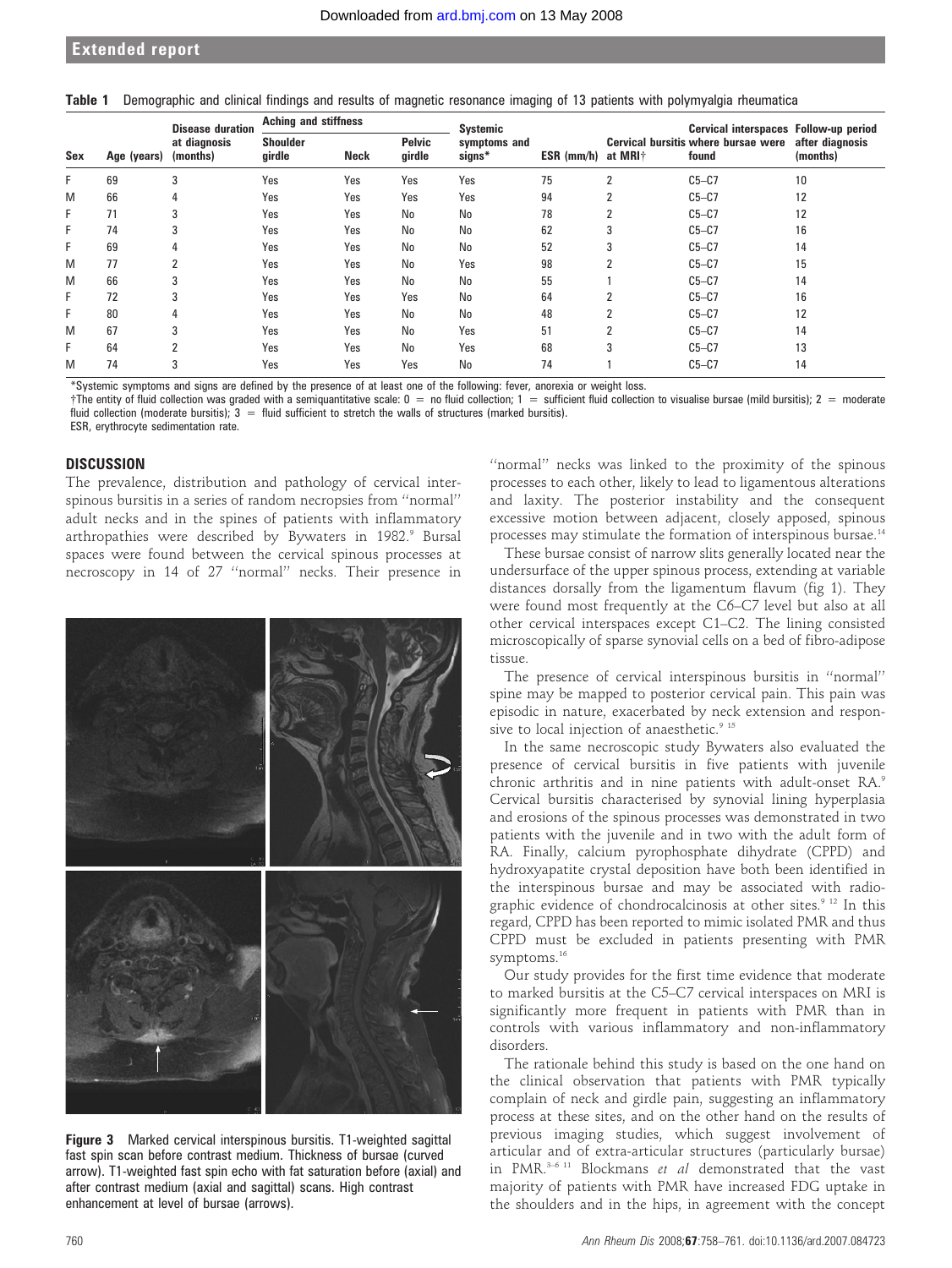**Table 1** Demographic and clinical findings and results of magnetic resonance imaging of 13 patients with polymyalgia rheumatica

| Sex | Age (years) | Disease duration at diagnosis (months) | Aching and stiffness | | | Systemic symptoms and signs* | ESR (mm/h) | Cervical bursitis at MRI† | Cervical interspaces where bursae were found | Follow-up period after diagnosis (months) |
|---|---|---|---|---|---|---|---|---|---|---|
| | | | Shoulder girdle | Neck | Pelvic girdle | | | | | |
| F | 69 | 3 | Yes | Yes | Yes | Yes | 75 | 2 | C5–C7 | 10 |
| M | 66 | 4 | Yes | Yes | Yes | Yes | 94 | 2 | C5–C7 | 12 |
| F | 71 | 3 | Yes | Yes | No | No | 78 | 2 | C5–C7 | 12 |
| F | 74 | 3 | Yes | Yes | No | No | 62 | 3 | C5–C7 | 16 |
| F | 69 | 4 | Yes | Yes | No | No | 52 | 3 | C5–C7 | 14 |
| M | 77 | 2 | Yes | Yes | No | Yes | 98 | 2 | C5–C7 | 15 |
| M | 66 | 3 | Yes | Yes | No | No | 55 | 1 | C5–C7 | 14 |
| F | 72 | 3 | Yes | Yes | Yes | No | 64 | 2 | C5–C7 | 16 |
| F | 80 | 4 | Yes | Yes | No | No | 48 | 2 | C5–C7 | 12 |
| M | 67 | 3 | Yes | Yes | No | Yes | 51 | 2 | C5–C7 | 14 |
| F | 64 | 2 | Yes | Yes | No | Yes | 68 | 3 | C5–C7 | 13 |
| M | 74 | 3 | Yes | Yes | Yes | No | 74 | 1 | C5–C7 | 14 |

*Systemic symptoms and signs are defined by the presence of at least one of the following: fever, anorexia or weight loss.
†The entity of fluid collection was graded with a semiquantitative scale: 0 = no fluid collection; 1 = sufficient fluid collection to visualise bursae (mild bursitis); 2 = moderate fluid collection (moderate bursitis); 3 = fluid sufficient to stretch the walls of structures (marked bursitis).
ESR, erythrocyte sedimentation rate.

## DISCUSSION

The prevalence, distribution and pathology of cervical interspinous bursitis in a series of random necropsies from "normal" adult necks and in the spines of patients with inflammatory arthropathies were described by Bywaters in 1982.[9] Bursal spaces were found between the cervical spinous processes at necroscopy in 14 of 27 "normal" necks. Their presence in "normal" necks was linked to the proximity of the spinous processes to each other, likely to lead to ligamentous alterations and laxity. The posterior instability and the consequent excessive motion between adjacent, closely apposed, spinous processes may stimulate the formation of interspinous bursae.[14]

These bursae consist of narrow slits generally located near the undersurface of the upper spinous process, extending at variable distances dorsally from the ligamentum flavum (fig 1). They were found most frequently at the C6–C7 level but also at all other cervical interspaces except C1–C2. The lining consisted microscopically of sparse synovial cells on a bed of fibro-adipose tissue.

The presence of cervical interspinous bursitis in "normal" spine may be mapped to posterior cervical pain. This pain was episodic in nature, exacerbated by neck extension and responsive to local injection of anaesthetic.[9 15]

In the same necroscopic study Bywaters also evaluated the presence of cervical bursitis in five patients with juvenile chronic arthritis and in nine patients with adult-onset RA.[9] Cervical bursitis characterised by synovial lining hyperplasia and erosions of the spinous processes was demonstrated in two patients with the juvenile and in two with the adult form of RA. Finally, calcium pyrophosphate dihydrate (CPPD) and hydroxyapatite crystal deposition have both been identified in the interspinous bursae and may be associated with radiographic evidence of chondrocalcinosis at other sites.[9 12] In this regard, CPPD has been reported to mimic isolated PMR and thus CPPD must be excluded in patients presenting with PMR symptoms.[16]

Our study provides for the first time evidence that moderate to marked bursitis at the C5–C7 cervical interspaces on MRI is significantly more frequent in patients with PMR than in controls with various inflammatory and non-inflammatory disorders.

The rationale behind this study is based on the one hand on the clinical observation that patients with PMR typically complain of neck and girdle pain, suggesting an inflammatory process at these sites, and on the other hand on the results of previous imaging studies, which suggest involvement of articular and of extra-articular structures (particularly bursae) in PMR.[3–6 11] Blockmans *et al* demonstrated that the vast majority of patients with PMR have increased FDG uptake in the shoulders and in the hips, in agreement with the concept

**Figure 3** Marked cervical interspinous bursitis. T1-weighted sagittal fast spin scan before contrast medium. Thickness of bursae (curved arrow). T1-weighted fast spin echo with fat saturation before (axial) and after contrast medium (axial and sagittal) scans. High contrast enhancement at level of bursae (arrows).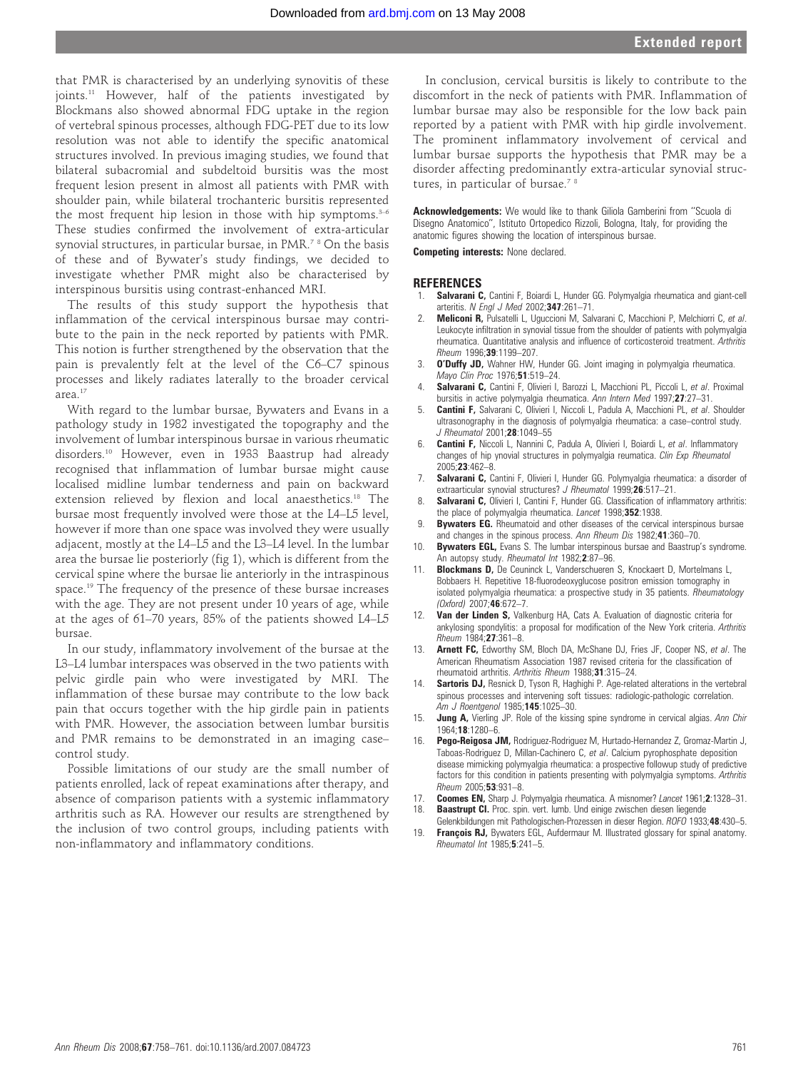that PMR is characterised by an underlying synovitis of these joints.[11] However, half of the patients investigated by Blockmans also showed abnormal FDG uptake in the region of vertebral spinous processes, although FDG-PET due to its low resolution was not able to identify the specific anatomical structures involved. In previous imaging studies, we found that bilateral subacromial and subdeltoid bursitis was the most frequent lesion present in almost all patients with PMR with shoulder pain, while bilateral trochanteric bursitis represented the most frequent hip lesion in those with hip symptoms.[3–6] These studies confirmed the involvement of extra-articular synovial structures, in particular bursae, in PMR.[7 8] On the basis of these and of Bywater's study findings, we decided to investigate whether PMR might also be characterised by interspinous bursitis using contrast-enhanced MRI.

The results of this study support the hypothesis that inflammation of the cervical interspinous bursae may contribute to the pain in the neck reported by patients with PMR. This notion is further strengthened by the observation that the pain is prevalently felt at the level of the C6–C7 spinous processes and likely radiates laterally to the broader cervical area.[17]

With regard to the lumbar bursae, Bywaters and Evans in a pathology study in 1982 investigated the topography and the involvement of lumbar interspinous bursae in various rheumatic disorders.[10] However, even in 1933 Baastrup had already recognised that inflammation of lumbar bursae might cause localised midline lumbar tenderness and pain on backward extension relieved by flexion and local anaesthetics.[18] The bursae most frequently involved were those at the L4–L5 level, however if more than one space was involved they were usually adjacent, mostly at the L4–L5 and the L3–L4 level. In the lumbar area the bursae lie posteriorly (fig 1), which is different from the cervical spine where the bursae lie anteriorly in the intraspinous space.[19] The frequency of the presence of these bursae increases with the age. They are not present under 10 years of age, while at the ages of 61–70 years, 85% of the patients showed L4–L5 bursae.

In our study, inflammatory involvement of the bursae at the L3–L4 lumbar interspaces was observed in the two patients with pelvic girdle pain who were investigated by MRI. The inflammation of these bursae may contribute to the low back pain that occurs together with the hip girdle pain in patients with PMR. However, the association between lumbar bursitis and PMR remains to be demonstrated in an imaging case–control study.

Possible limitations of our study are the small number of patients enrolled, lack of repeat examinations after therapy, and absence of comparison patients with a systemic inflammatory arthritis such as RA. However our results are strengthened by the inclusion of two control groups, including patients with non-inflammatory and inflammatory conditions.

In conclusion, cervical bursitis is likely to contribute to the discomfort in the neck of patients with PMR. Inflammation of lumbar bursae may also be responsible for the low back pain reported by a patient with PMR with hip girdle involvement. The prominent inflammatory involvement of cervical and lumbar bursae supports the hypothesis that PMR may be a disorder affecting predominantly extra-articular synovial structures, in particular of bursae.[7 8]

**Acknowledgements:** We would like to thank Giliola Gamberini from "Scuola di Disegno Anatomico", Istituto Ortopedico Rizzoli, Bologna, Italy, for providing the anatomic figures showing the location of interspinous bursae.

**Competing interests:** None declared.

## REFERENCES

1. **Salvarani C,** Cantini F, Boiardi L, Hunder GG. Polymyalgia rheumatica and giant-cell arteritis. *N Engl J Med* 2002;**347**:261–71.
2. **Meliconi R,** Pulsatelli L, Uguccioni M, Salvarani C, Macchioni P, Melchiorri C, *et al*. Leukocyte infiltration in synovial tissue from the shoulder of patients with polymyalgia rheumatica. Quantitative analysis and influence of corticosteroid treatment. *Arthritis Rheum* 1996;**39**:1199–207.
3. **O'Duffy JD,** Wahner HW, Hunder GG. Joint imaging in polymyalgia rheumatica. *Mayo Clin Proc* 1976;**51**:519–24.
4. **Salvarani C,** Cantini F, Olivieri I, Barozzi L, Macchioni PL, Piccoli L, *et al*. Proximal bursitis in active polymyalgia rheumatica. *Ann Intern Med* 1997;**27**:27–31.
5. **Cantini F,** Salvarani C, Olivieri I, Niccoli L, Padula A, Macchioni PL, *et al*. Shoulder ultrasonography in the diagnosis of polymyalgia rheumatica: a case–control study. *J Rheumatol* 2001;**28**:1049–55
6. **Cantini F,** Niccoli L, Nannini C, Padula A, Olivieri I, Boiardi L, *et al*. Inflammatory changes of hip ynovial structures in polymyalgia reumatica. *Clin Exp Rheumatol* 2005;**23**:462–8.
7. **Salvarani C,** Cantini F, Olivieri I, Hunder GG. Polymyalgia rheumatica: a disorder of extraarticular synovial structures? *J Rheumatol* 1999;**26**:517–21.
8. **Salvarani C,** Olivieri I, Cantini F, Hunder GG. Classification of inflammatory arthritis: the place of polymyalgia rheumatica. *Lancet* 1998;**352**:1938.
9. **Bywaters EG.** Rheumatoid and other diseases of the cervical interspinous bursae and changes in the spinous process. *Ann Rheum Dis* 1982;**41**:360–70.
10. **Bywaters EGL,** Evans S. The lumbar interspinous bursae and Baastrup's syndrome. An autopsy study. *Rheumatol Int* 1982;**2**:87–96.
11. **Blockmans D,** De Ceuninck L, Vanderschueren S, Knockaert D, Mortelmans L, Bobbaers H. Repetitive 18-fluorodeoxyglucose positron emission tomography in isolated polymyalgia rheumatica: a prospective study in 35 patients. *Rheumatology (Oxford)* 2007;**46**:672–7.
12. **Van der Linden S,** Valkenburg HA, Cats A. Evaluation of diagnostic criteria for ankylosing spondylitis: a proposal for modification of the New York criteria. *Arthritis Rheum* 1984;**27**:361–8.
13. **Arnett FC,** Edworthy SM, Bloch DA, McShane DJ, Fries JF, Cooper NS, *et al*. The American Rheumatism Association 1987 revised criteria for the classification of rheumatoid arthritis. *Arthritis Rheum* 1988;**31**:315–24.
14. **Sartoris DJ,** Resnick D, Tyson R, Haghighi P. Age-related alterations in the vertebral spinous processes and intervening soft tissues: radiologic-pathologic correlation. *Am J Roentgenol* 1985;**145**:1025–30.
15. **Jung A,** Vierling JP. Role of the kissing spine syndrome in cervical algias. *Ann Chir* 1964;**18**:1280–6.
16. **Pego-Reigosa JM,** Rodriguez-Rodriguez M, Hurtado-Hernandez Z, Gromaz-Martin J, Taboas-Rodriguez D, Millan-Cachinero C, *et al*. Calcium pyrophosphate deposition disease mimicking polymyalgia rheumatica: a prospective followup study of predictive factors for this condition in patients presenting with polymyalgia symptoms. *Arthritis Rheum* 2005;**53**:931–8.
17. **Coomes EN,** Sharp J. Polymyalgia rheumatica. A misnomer? *Lancet* 1961;**2**:1328–31.
18. **Baastrup CI.** Proc. spin. vert. lumb. Und einige zwischen diesen liegende Gelenkbildungen mit Pathologischen-Prozessen in dieser Region. *ROFO* 1933;**48**:430–5.
19. **François RJ,** Bywaters EGL, Aufdermaur M. Illustrated glossary for spinal anatomy. *Rheumatol Int* 1985;**5**:241–5.